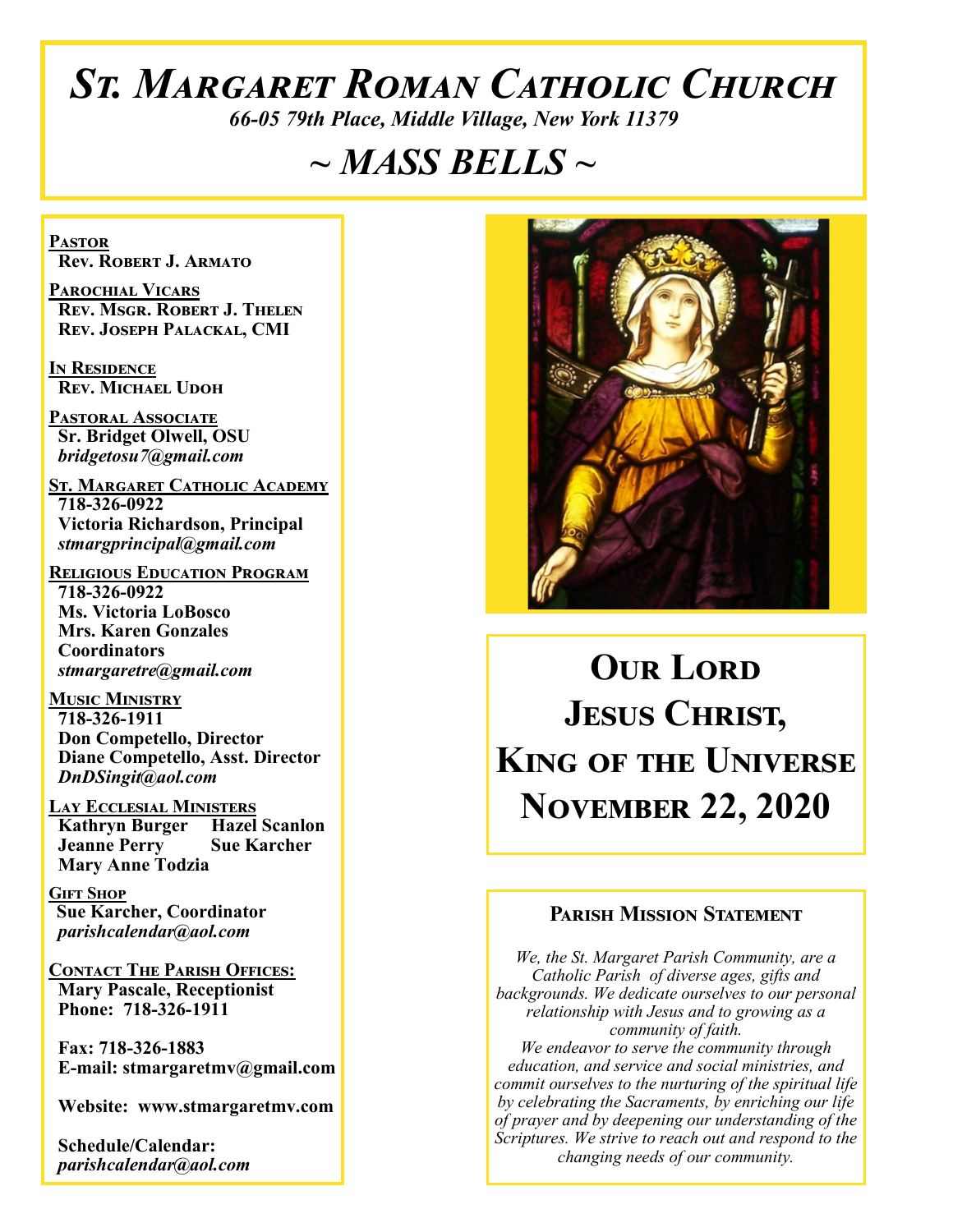# St. Margaret Roman Catholic Church

*66-05 79th Place, Middle Village, New York 11379*

## ~ MASS BELLS ~

**Pastor**
Rev. Robert J. Armato

**Parochial Vicars**
Rev. Msgr. Robert J. Thelen
Rev. Joseph Palackal, CMI

**In Residence**
Rev. Michael Udoh

**Pastoral Associate**
Sr. Bridget Olwell, OSU
*bridgetosu7@gmail.com*

**St. Margaret Catholic Academy**
718-326-0922
Victoria Richardson, Principal
*stmargprincipal@gmail.com*

**Religious Education Program**
718-326-0922
Ms. Victoria LoBosco
Mrs. Karen Gonzales
Coordinators
*stmargaretre@gmail.com*

**Music Ministry**
718-326-1911
Don Competello, Director
Diane Competello, Asst. Director
*DnDSingit@aol.com*

**Lay Ecclesial Ministers**
Kathryn Burger
Hazel Scanlon
Jeanne Perry
Sue Karcher
Mary Anne Todzia

**Gift Shop**
Sue Karcher, Coordinator
*parishcalendar@aol.com*

**Contact The Parish Offices:**
Mary Pascale, Receptionist
Phone: 718-326-1911

Fax: 718-326-1883
E-mail: stmargaretmv@gmail.com

Website: www.stmargaretmv.com

Schedule/Calendar:
*parishcalendar@aol.com*

# Our Lord Jesus Christ, King of the Universe
# November 22, 2020

### Parish Mission Statement

*We, the St. Margaret Parish Community, are a Catholic Parish of diverse ages, gifts and backgrounds. We dedicate ourselves to our personal relationship with Jesus and to growing as a community of faith.*
*We endeavor to serve the community through education, and service and social ministries, and commit ourselves to the nurturing of the spiritual life by celebrating the Sacraments, by enriching our life of prayer and by deepening our understanding of the Scriptures. We strive to reach out and respond to the changing needs of our community.*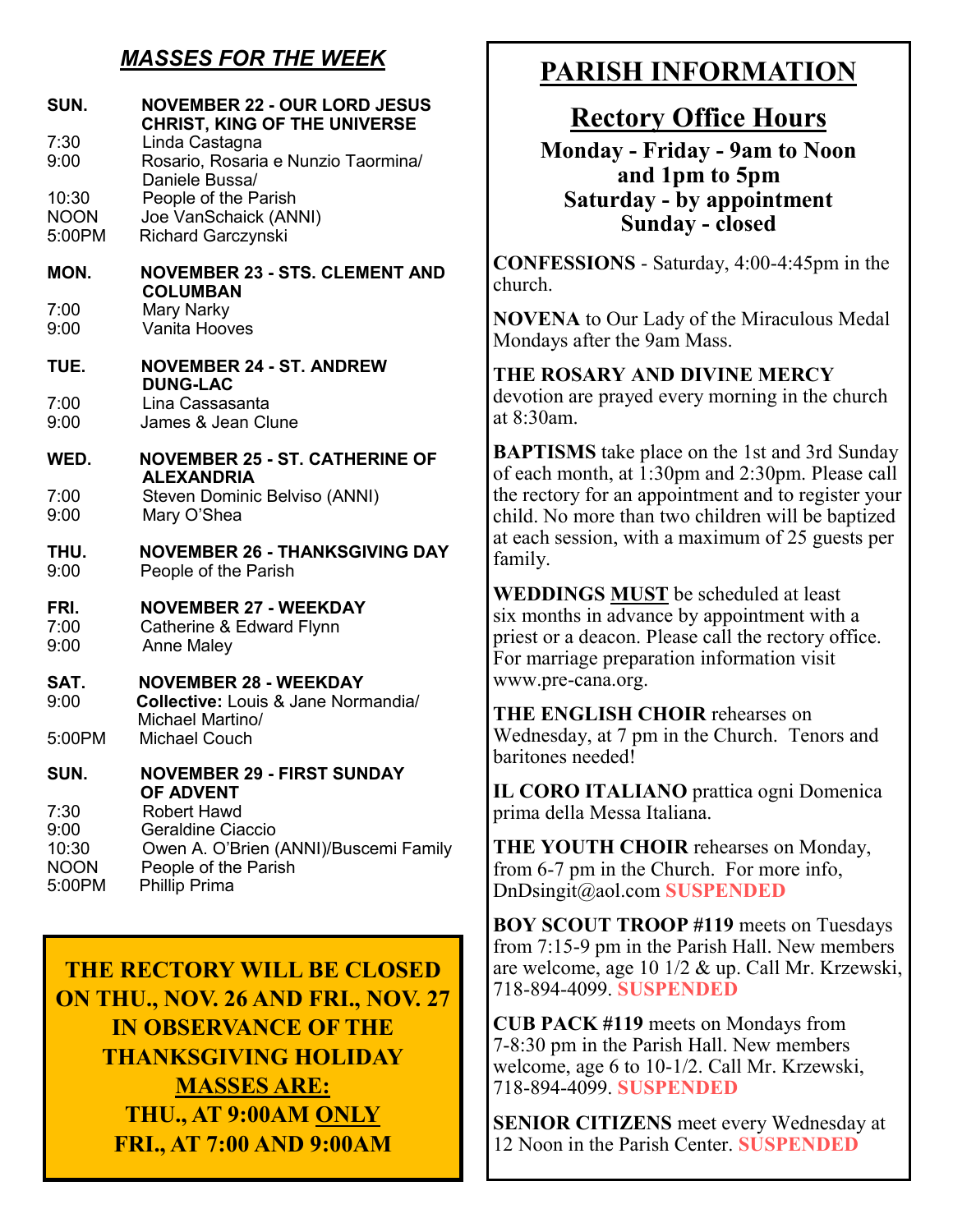## *MASSES FOR THE WEEK*

**SUN. NOVEMBER 22 - OUR LORD JESUS CHRIST, KING OF THE UNIVERSE**

7:30 Linda Castagna
9:00 Rosario, Rosaria e Nunzio Taormina/ Daniele Bussa/
10:30 People of the Parish
NOON Joe VanSchaick (ANNI)
5:00PM Richard Garczynski

**MON. NOVEMBER 23 - STS. CLEMENT AND COLUMBAN**

7:00 Mary Narky
9:00 Vanita Hooves

**TUE. NOVEMBER 24 - ST. ANDREW DUNG-LAC**

7:00 Lina Cassasanta
9:00 James & Jean Clune

**WED. NOVEMBER 25 - ST. CATHERINE OF ALEXANDRIA**

7:00 Steven Dominic Belviso (ANNI)
9:00 Mary O'Shea

**THU. NOVEMBER 26 - THANKSGIVING DAY**

9:00 People of the Parish

**FRI. NOVEMBER 27 - WEEKDAY**

7:00 Catherine & Edward Flynn
9:00 Anne Maley

**SAT. NOVEMBER 28 - WEEKDAY**

9:00 **Collective:** Louis & Jane Normandia/ Michael Martino/
5:00PM Michael Couch

**SUN. NOVEMBER 29 - FIRST SUNDAY OF ADVENT**

7:30 Robert Hawd
9:00 Geraldine Ciaccio
10:30 Owen A. O'Brien (ANNI)/Buscemi Family
NOON People of the Parish
5:00PM Phillip Prima

**THE RECTORY WILL BE CLOSED ON THU., NOV. 26 AND FRI., NOV. 27 IN OBSERVANCE OF THE THANKSGIVING HOLIDAY**
**MASSES ARE:**
**THU., AT 9:00AM ONLY**
**FRI., AT 7:00 AND 9:00AM**

# PARISH INFORMATION

## Rectory Office Hours

**Monday - Friday - 9am to Noon and 1pm to 5pm**
**Saturday - by appointment**
**Sunday - closed**

**CONFESSIONS** - Saturday, 4:00-4:45pm in the church.

**NOVENA** to Our Lady of the Miraculous Medal Mondays after the 9am Mass.

**THE ROSARY AND DIVINE MERCY** devotion are prayed every morning in the church at 8:30am.

**BAPTISMS** take place on the 1st and 3rd Sunday of each month, at 1:30pm and 2:30pm. Please call the rectory for an appointment and to register your child. No more than two children will be baptized at each session, with a maximum of 25 guests per family.

**WEDDINGS MUST** be scheduled at least six months in advance by appointment with a priest or a deacon. Please call the rectory office. For marriage preparation information visit www.pre-cana.org.

**THE ENGLISH CHOIR** rehearses on Wednesday, at 7 pm in the Church. Tenors and baritones needed!

**IL CORO ITALIANO** prattica ogni Domenica prima della Messa Italiana.

**THE YOUTH CHOIR** rehearses on Monday, from 6-7 pm in the Church. For more info, DnDsingit@aol.com **SUSPENDED**

**BOY SCOUT TROOP #119** meets on Tuesdays from 7:15-9 pm in the Parish Hall. New members are welcome, age 10 1/2 & up. Call Mr. Krzewski, 718-894-4099. **SUSPENDED**

**CUB PACK #119** meets on Mondays from 7-8:30 pm in the Parish Hall. New members welcome, age 6 to 10-1/2. Call Mr. Krzewski, 718-894-4099. **SUSPENDED**

**SENIOR CITIZENS** meet every Wednesday at 12 Noon in the Parish Center. **SUSPENDED**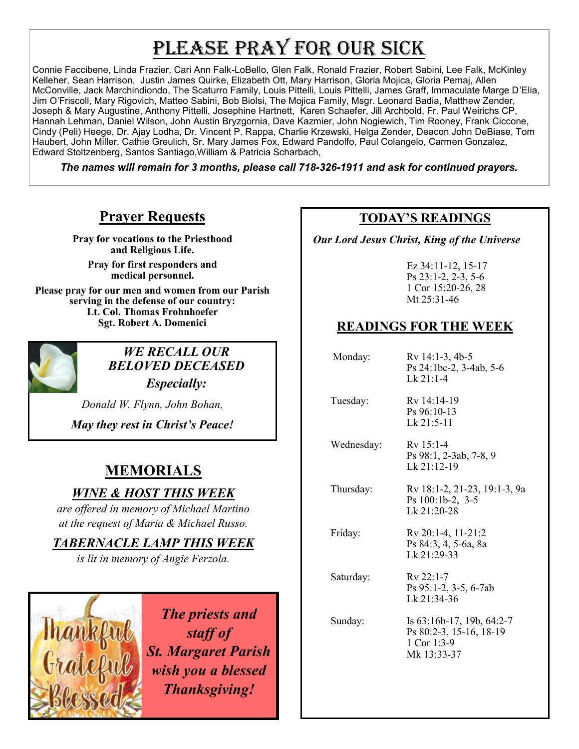# PLEASE PRAY FOR OUR SICK

Connie Faccibene, Linda Frazier, Cari Ann Falk-LoBello, Glen Falk, Ronald Frazier, Robert Sabini, Lee Falk, McKinley Kelleher, Sean Harrison, Justin James Quirke, Elizabeth Ott, Mary Harrison, Gloria Mojica, Gloria Pemaj, Allen McConville, Jack Marchindiondo, The Scaturro Family, Louis Pittelli, Louis Pittelli, James Graff, Immaculate Marge D'Elia, Jim O'Friscoll, Mary Rigovich, Matteo Sabini, Bob Biolsi, The Mojica Family, Msgr. Leonard Badia, Matthew Zender, Joseph & Mary Augustine, Anthony Pittelli, Josephine Hartnett, Karen Schaefer, Jill Archbold, Fr. Paul Weirichs CP, Hannah Lehman, Daniel Wilson, John Austin Bryzgornia, Dave Kazmier, John Nogiewich, Tim Rooney, Frank Ciccone, Cindy (Peli) Heege, Dr. Ajay Lodha, Dr. Vincent P. Rappa, Charlie Krzewski, Helga Zender, Deacon John DeBiase, Tom Haubert, John Miller, Cathie Greulich, Sr. Mary James Fox, Edward Pandolfo, Paul Colangelo, Carmen Gonzalez, Edward Stoltzenberg, Santos Santiago,William & Patricia Scharbach,

***The names will remain for 3 months, please call 718-326-1911 and ask for continued prayers.***

## Prayer Requests

**Pray for vocations to the Priesthood and Religious Life.**

**Pray for first responders and medical personnel.**

**Please pray for our men and women from our Parish serving in the defense of our country:**
**Lt. Col. Thomas Frohnhoefer**
**Sgt. Robert A. Domenici**

***WE RECALL OUR BELOVED DECEASED***
***Especially:***

*Donald W. Flynn, John Bohan,*

***May they rest in Christ's Peace!***

## MEMORIALS

***WINE & HOST THIS WEEK***

*are offered in memory of Michael Martino at the request of Maria & Michael Russo.*

***TABERNACLE LAMP THIS WEEK***

*is lit in memory of Angie Ferzola.*

Thankful Grateful Blessed

***The priests and staff of St. Margaret Parish wish you a blessed Thanksgiving!***

## TODAY'S READINGS

***Our Lord Jesus Christ, King of the Universe***

Ez 34:11-12, 15-17
Ps 23:1-2, 2-3, 5-6
1 Cor 15:20-26, 28
Mt 25:31-46

## READINGS FOR THE WEEK

| | |
|---|---|
| Monday: | Rv 14:1-3, 4b-5<br>Ps 24:1bc-2, 3-4ab, 5-6<br>Lk 21:1-4 |
| Tuesday: | Rv 14:14-19<br>Ps 96:10-13<br>Lk 21:5-11 |
| Wednesday: | Rv 15:1-4<br>Ps 98:1, 2-3ab, 7-8, 9<br>Lk 21:12-19 |
| Thursday: | Rv 18:1-2, 21-23, 19:1-3, 9a<br>Ps 100:1b-2, 3-5<br>Lk 21:20-28 |
| Friday: | Rv 20:1-4, 11-21:2<br>Ps 84:3, 4, 5-6a, 8a<br>Lk 21:29-33 |
| Saturday: | Rv 22:1-7<br>Ps 95:1-2, 3-5, 6-7ab<br>Lk 21:34-36 |
| Sunday: | Is 63:16b-17, 19b, 64:2-7<br>Ps 80:2-3, 15-16, 18-19<br>1 Cor 1:3-9<br>Mk 13:33-37 |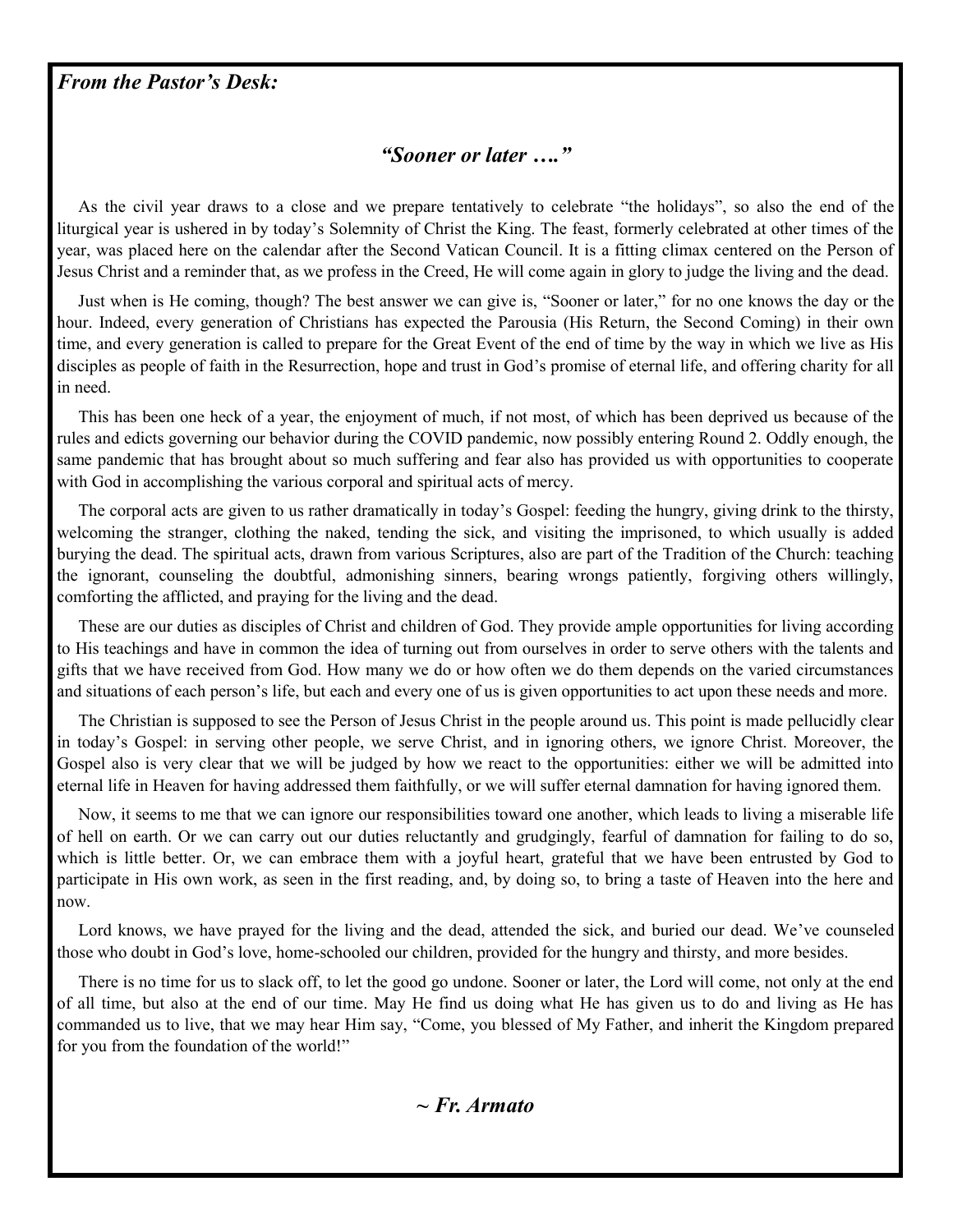***From the Pastor's Desk:***

### *"Sooner or later …."*

As the civil year draws to a close and we prepare tentatively to celebrate "the holidays", so also the end of the liturgical year is ushered in by today's Solemnity of Christ the King. The feast, formerly celebrated at other times of the year, was placed here on the calendar after the Second Vatican Council. It is a fitting climax centered on the Person of Jesus Christ and a reminder that, as we profess in the Creed, He will come again in glory to judge the living and the dead.

Just when is He coming, though? The best answer we can give is, "Sooner or later," for no one knows the day or the hour. Indeed, every generation of Christians has expected the Parousia (His Return, the Second Coming) in their own time, and every generation is called to prepare for the Great Event of the end of time by the way in which we live as His disciples as people of faith in the Resurrection, hope and trust in God's promise of eternal life, and offering charity for all in need.

This has been one heck of a year, the enjoyment of much, if not most, of which has been deprived us because of the rules and edicts governing our behavior during the COVID pandemic, now possibly entering Round 2. Oddly enough, the same pandemic that has brought about so much suffering and fear also has provided us with opportunities to cooperate with God in accomplishing the various corporal and spiritual acts of mercy.

The corporal acts are given to us rather dramatically in today's Gospel: feeding the hungry, giving drink to the thirsty, welcoming the stranger, clothing the naked, tending the sick, and visiting the imprisoned, to which usually is added burying the dead. The spiritual acts, drawn from various Scriptures, also are part of the Tradition of the Church: teaching the ignorant, counseling the doubtful, admonishing sinners, bearing wrongs patiently, forgiving others willingly, comforting the afflicted, and praying for the living and the dead.

These are our duties as disciples of Christ and children of God. They provide ample opportunities for living according to His teachings and have in common the idea of turning out from ourselves in order to serve others with the talents and gifts that we have received from God. How many we do or how often we do them depends on the varied circumstances and situations of each person's life, but each and every one of us is given opportunities to act upon these needs and more.

The Christian is supposed to see the Person of Jesus Christ in the people around us. This point is made pellucidly clear in today's Gospel: in serving other people, we serve Christ, and in ignoring others, we ignore Christ. Moreover, the Gospel also is very clear that we will be judged by how we react to the opportunities: either we will be admitted into eternal life in Heaven for having addressed them faithfully, or we will suffer eternal damnation for having ignored them.

Now, it seems to me that we can ignore our responsibilities toward one another, which leads to living a miserable life of hell on earth. Or we can carry out our duties reluctantly and grudgingly, fearful of damnation for failing to do so, which is little better. Or, we can embrace them with a joyful heart, grateful that we have been entrusted by God to participate in His own work, as seen in the first reading, and, by doing so, to bring a taste of Heaven into the here and now.

Lord knows, we have prayed for the living and the dead, attended the sick, and buried our dead. We've counseled those who doubt in God's love, home-schooled our children, provided for the hungry and thirsty, and more besides.

There is no time for us to slack off, to let the good go undone. Sooner or later, the Lord will come, not only at the end of all time, but also at the end of our time. May He find us doing what He has given us to do and living as He has commanded us to live, that we may hear Him say, "Come, you blessed of My Father, and inherit the Kingdom prepared for you from the foundation of the world!"

***~ Fr. Armato***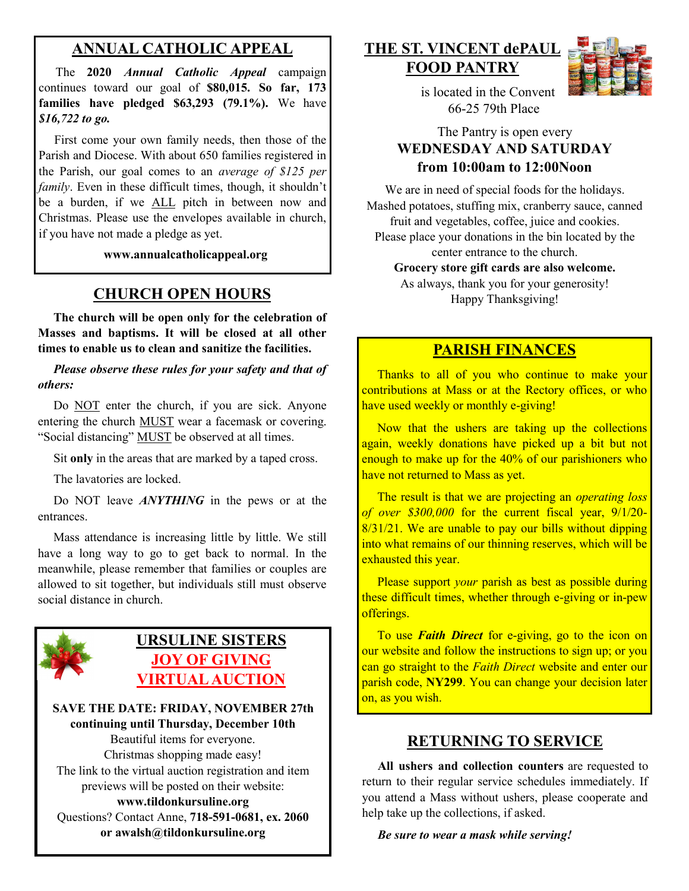## ANNUAL CATHOLIC APPEAL

The **2020** ***Annual Catholic Appeal*** campaign continues toward our goal of **$80,015. So far, 173 families have pledged $63,293 (79.1%).** We have ***$16,722 to go.***

First come your own family needs, then those of the Parish and Diocese. With about 650 families registered in the Parish, our goal comes to an *average of $125 per family*. Even in these difficult times, though, it shouldn't be a burden, if we ALL pitch in between now and Christmas. Please use the envelopes available in church, if you have not made a pledge as yet.

**www.annualcatholicappeal.org**

## CHURCH OPEN HOURS

**The church will be open only for the celebration of Masses and baptisms. It will be closed at all other times to enable us to clean and sanitize the facilities.**

***Please observe these rules for your safety and that of others:***

Do NOT enter the church, if you are sick. Anyone entering the church MUST wear a facemask or covering. "Social distancing" MUST be observed at all times.

Sit **only** in the areas that are marked by a taped cross.

The lavatories are locked.

Do NOT leave ***ANYTHING*** in the pews or at the entrances.

Mass attendance is increasing little by little. We still have a long way to go to get back to normal. In the meanwhile, please remember that families or couples are allowed to sit together, but individuals still must observe social distance in church.

## URSULINE SISTERS JOY OF GIVING VIRTUAL AUCTION

**SAVE THE DATE: FRIDAY, NOVEMBER 27th continuing until Thursday, December 10th**

Beautiful items for everyone.
Christmas shopping made easy!
The link to the virtual auction registration and item previews will be posted on their website:
**www.tildonkursuline.org**
Questions? Contact Anne, **718-591-0681, ex. 2060 or awalsh@tildonkursuline.org**

## THE ST. VINCENT dePAUL FOOD PANTRY

is located in the Convent
66-25 79th Place

The Pantry is open every
**WEDNESDAY AND SATURDAY from 10:00am to 12:00Noon**

We are in need of special foods for the holidays. Mashed potatoes, stuffing mix, cranberry sauce, canned fruit and vegetables, coffee, juice and cookies. Please place your donations in the bin located by the center entrance to the church.
**Grocery store gift cards are also welcome.**
As always, thank you for your generosity!
Happy Thanksgiving!

## PARISH FINANCES

Thanks to all of you who continue to make your contributions at Mass or at the Rectory offices, or who have used weekly or monthly e-giving!

Now that the ushers are taking up the collections again, weekly donations have picked up a bit but not enough to make up for the 40% of our parishioners who have not returned to Mass as yet.

The result is that we are projecting an *operating loss of over $300,000* for the current fiscal year, 9/1/20-8/31/21. We are unable to pay our bills without dipping into what remains of our thinning reserves, which will be exhausted this year.

Please support *your* parish as best as possible during these difficult times, whether through e-giving or in-pew offerings.

To use ***Faith Direct*** for e-giving, go to the icon on our website and follow the instructions to sign up; or you can go straight to the *Faith Direct* website and enter our parish code, **NY299**. You can change your decision later on, as you wish.

## RETURNING TO SERVICE

**All ushers and collection counters** are requested to return to their regular service schedules immediately. If you attend a Mass without ushers, please cooperate and help take up the collections, if asked.

***Be sure to wear a mask while serving!***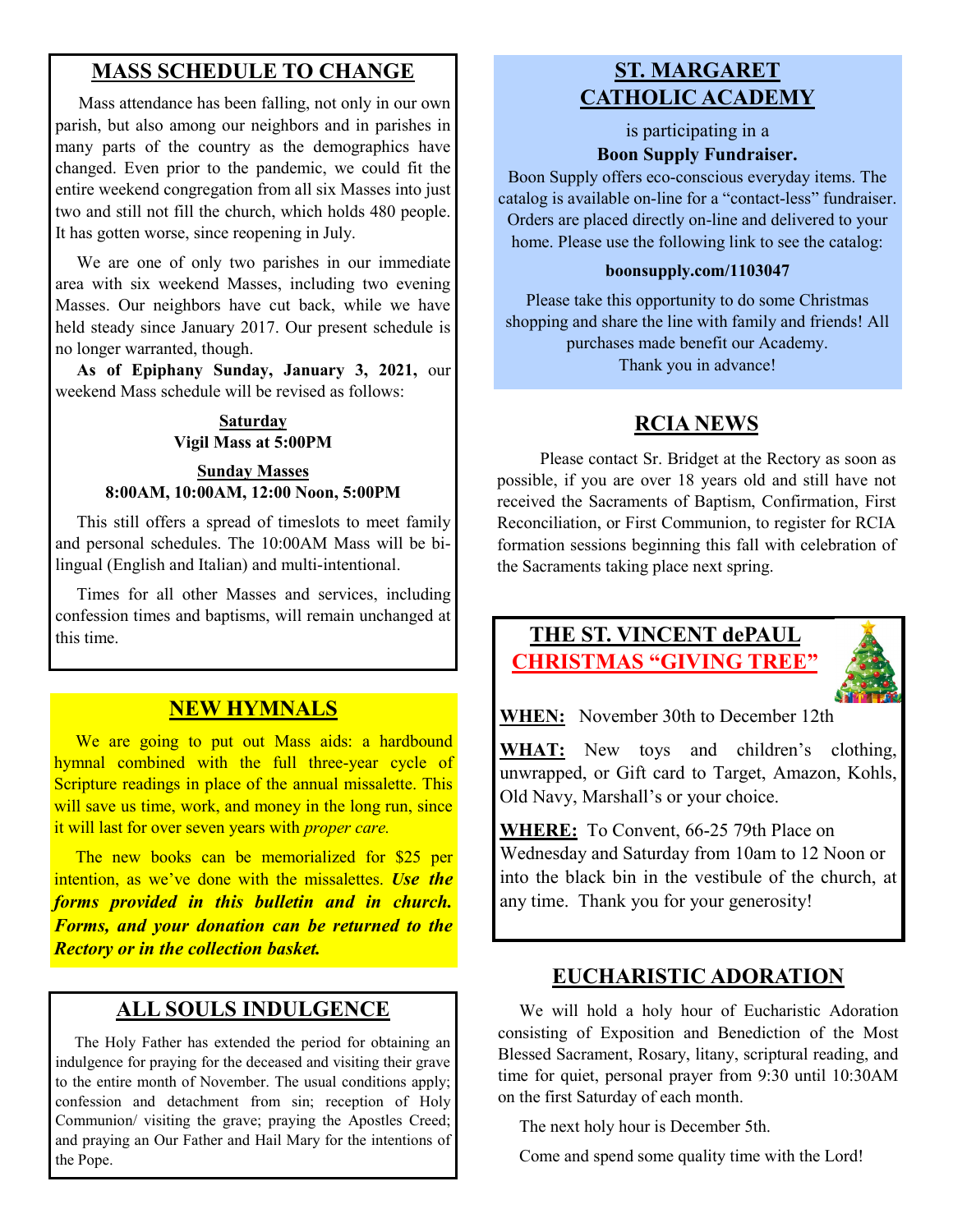## MASS SCHEDULE TO CHANGE

Mass attendance has been falling, not only in our own parish, but also among our neighbors and in parishes in many parts of the country as the demographics have changed. Even prior to the pandemic, we could fit the entire weekend congregation from all six Masses into just two and still not fill the church, which holds 480 people. It has gotten worse, since reopening in July.

We are one of only two parishes in our immediate area with six weekend Masses, including two evening Masses. Our neighbors have cut back, while we have held steady since January 2017. Our present schedule is no longer warranted, though.

**As of Epiphany Sunday, January 3, 2021,** our weekend Mass schedule will be revised as follows:

**Saturday**
**Vigil Mass at 5:00PM**

**Sunday Masses**
**8:00AM, 10:00AM, 12:00 Noon, 5:00PM**

This still offers a spread of timeslots to meet family and personal schedules. The 10:00AM Mass will be bi-lingual (English and Italian) and multi-intentional.

Times for all other Masses and services, including confession times and baptisms, will remain unchanged at this time.

## NEW HYMNALS

We are going to put out Mass aids: a hardbound hymnal combined with the full three-year cycle of Scripture readings in place of the annual missalette. This will save us time, work, and money in the long run, since it will last for over seven years with *proper care.*

The new books can be memorialized for $25 per intention, as we've done with the missalettes. ***Use the forms provided in this bulletin and in church. Forms, and your donation can be returned to the Rectory or in the collection basket.***

## ALL SOULS INDULGENCE

The Holy Father has extended the period for obtaining an indulgence for praying for the deceased and visiting their grave to the entire month of November. The usual conditions apply; confession and detachment from sin; reception of Holy Communion/ visiting the grave; praying the Apostles Creed; and praying an Our Father and Hail Mary for the intentions of the Pope.

## ST. MARGARET CATHOLIC ACADEMY

is participating in a
**Boon Supply Fundraiser.**

Boon Supply offers eco-conscious everyday items. The catalog is available on-line for a "contact-less" fundraiser. Orders are placed directly on-line and delivered to your home. Please use the following link to see the catalog:

**boonsupply.com/1103047**

Please take this opportunity to do some Christmas shopping and share the line with family and friends! All purchases made benefit our Academy.
Thank you in advance!

## RCIA NEWS

Please contact Sr. Bridget at the Rectory as soon as possible, if you are over 18 years old and still have not received the Sacraments of Baptism, Confirmation, First Reconciliation, or First Communion, to register for RCIA formation sessions beginning this fall with celebration of the Sacraments taking place next spring.

## THE ST. VINCENT dePAUL CHRISTMAS "GIVING TREE"

**WHEN:** November 30th to December 12th

**WHAT:** New toys and children's clothing, unwrapped, or Gift card to Target, Amazon, Kohls, Old Navy, Marshall's or your choice.

**WHERE:** To Convent, 66-25 79th Place on Wednesday and Saturday from 10am to 12 Noon or into the black bin in the vestibule of the church, at any time. Thank you for your generosity!

## EUCHARISTIC ADORATION

We will hold a holy hour of Eucharistic Adoration consisting of Exposition and Benediction of the Most Blessed Sacrament, Rosary, litany, scriptural reading, and time for quiet, personal prayer from 9:30 until 10:30AM on the first Saturday of each month.

The next holy hour is December 5th.

Come and spend some quality time with the Lord!